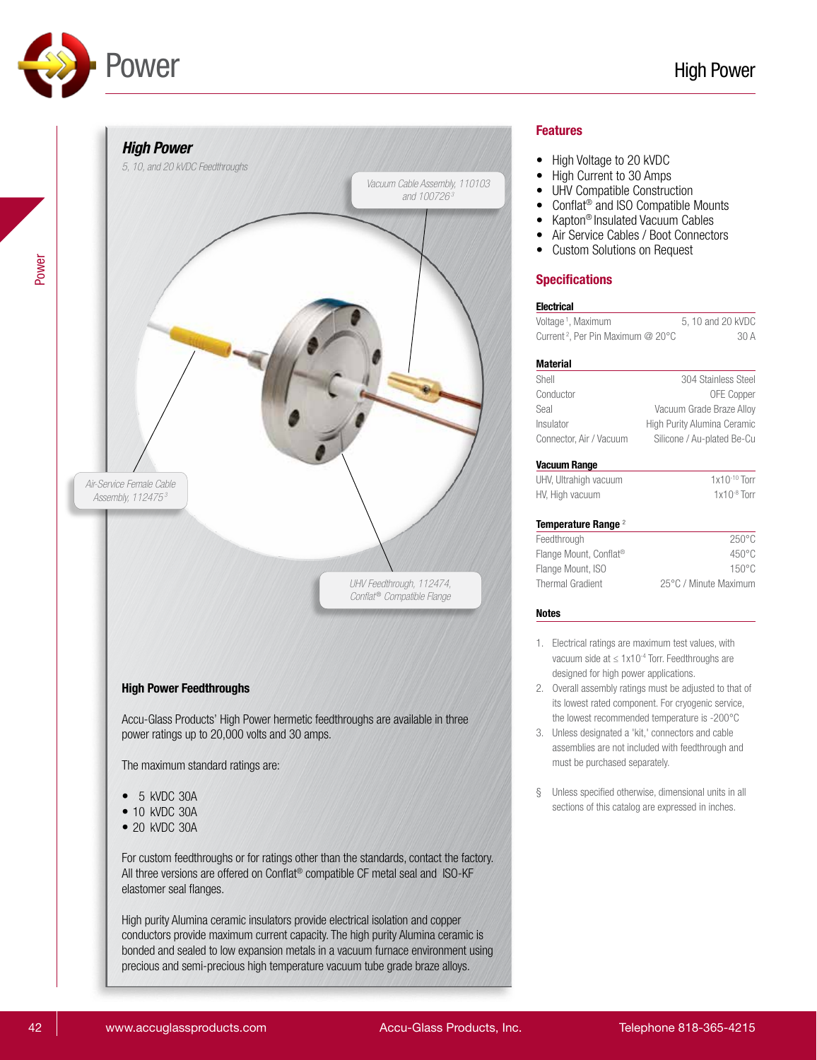# Power

## High Power

### *High Power*

*5, 10, and 20 kVDC Feedthroughs*

*Vacuum Cable Assembly, 110103 and 100726[3]*

*Air-Service Female Cable Assembly, 112475[3]*

*UHV Feedthrough, 112474, Conflat® Compatible Flange*

### High Power Feedthroughs

Accu-Glass Products' High Power hermetic feedthroughs are available in three power ratings up to 20,000 volts and 30 amps.

The maximum standard ratings are:

- 5 kVDC 30A
- 10 kVDC 30A
- 20 kVDC 30A

For custom feedthroughs or for ratings other than the standards, contact the factory. All three versions are offered on Conflat® compatible CF metal seal and ISO-KF elastomer seal flanges.

High purity Alumina ceramic insulators provide electrical isolation and copper conductors provide maximum current capacity. The high purity Alumina ceramic is bonded and sealed to low expansion metals in a vacuum furnace environment using precious and semi-precious high temperature vacuum tube grade braze alloys.

## Features

- High Voltage to 20 kVDC
- High Current to 30 Amps
- UHV Compatible Construction
- Conflat® and ISO Compatible Mounts
- Kapton® Insulated Vacuum Cables
- Air Service Cables / Boot Connectors
- Custom Solutions on Request

## Specifications

| Electrical | |
|---|---|
| Voltage[1], Maximum | 5, 10 and 20 kVDC |
| Current[2], Per Pin Maximum @ 20°C | 30 A |

| Material | |
|---|---|
| Shell | 304 Stainless Steel |
| Conductor | OFE Copper |
| Seal | Vacuum Grade Braze Alloy |
| Insulator | High Purity Alumina Ceramic |
| Connector, Air / Vacuum | Silicone / Au-plated Be-Cu |

| Vacuum Range | |
|---|---|
| UHV, Ultrahigh vacuum | $1x10^{-10}$ Torr |
| HV, High vacuum | $1x10^{-8}$ Torr |

| Temperature Range[2] | |
|---|---|
| Feedthrough | 250°C |
| Flange Mount, Conflat® | 450°C |
| Flange Mount, ISO | 150°C |
| Thermal Gradient | 25°C / Minute Maximum |

**Notes**

1. Electrical ratings are maximum test values, with vacuum side at ≤ $1x10^{-4}$ Torr. Feedthroughs are designed for high power applications.
2. Overall assembly ratings must be adjusted to that of its lowest rated component. For cryogenic service, the lowest recommended temperature is -200°C
3. Unless designated a 'kit,' connectors and cable assemblies are not included with feedthrough and must be purchased separately.

§ Unless specified otherwise, dimensional units in all sections of this catalog are expressed in inches.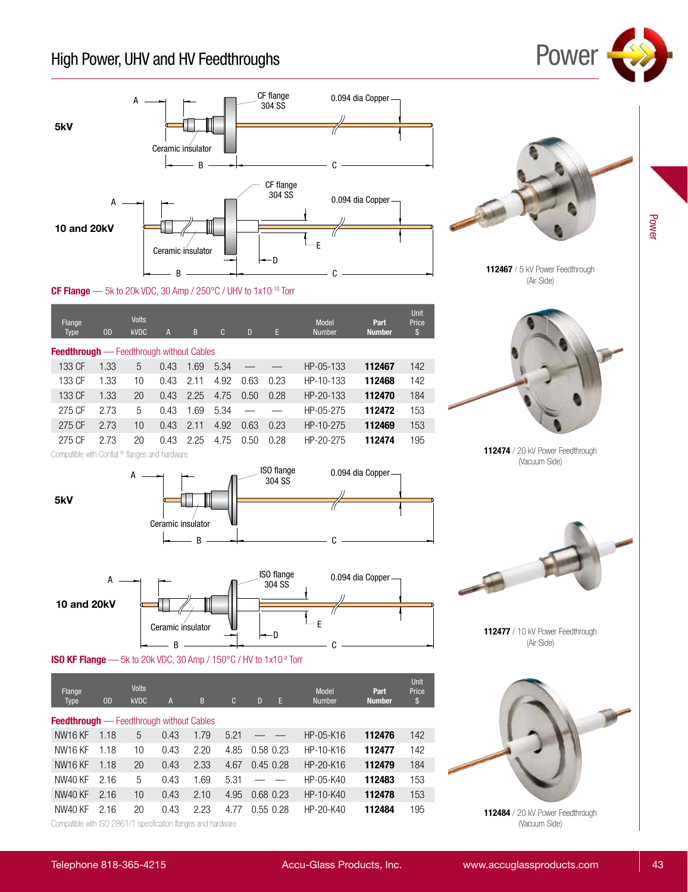# High Power, UHV and HV Feedthroughs

5kV

10 and 20kV

**CF Flange** — 5k to 20k VDC, 30 Amp / 250°C / UHV to 1x10$^{-10}$ Torr

| Flange Type | OD | Volts kVDC | A | B | C | D | E | Model Number | Part Number | Unit Price $ |
|---|---|---|---|---|---|---|---|---|---|---|
| **Feedthrough** — Feedthrough without Cables | | | | | | | | | | |
| 133 CF | 1.33 | 5 | 0.43 | 1.69 | 5.34 | — | — | HP-05-133 | **112467** | 142 |
| 133 CF | 1.33 | 10 | 0.43 | 2.11 | 4.92 | 0.63 | 0.23 | HP-10-133 | **112468** | 142 |
| 133 CF | 1.33 | 20 | 0.43 | 2.25 | 4.75 | 0.50 | 0.28 | HP-20-133 | **112470** | 184 |
| 275 CF | 2.73 | 5 | 0.43 | 1.69 | 5.34 | — | — | HP-05-275 | **112472** | 153 |
| 275 CF | 2.73 | 10 | 0.43 | 2.11 | 4.92 | 0.63 | 0.23 | HP-10-275 | **112469** | 153 |
| 275 CF | 2.73 | 20 | 0.43 | 2.25 | 4.75 | 0.50 | 0.28 | HP-20-275 | **112474** | 195 |

Compatible with Conflat® flanges and hardware

5kV

10 and 20kV

**ISO KF Flange** — 5k to 20k VDC, 30 Amp / 150°C / HV to 1x10$^{-8}$ Torr

| Flange Type | OD | Volts kVDC | A | B | C | D | E | Model Number | Part Number | Unit Price $ |
|---|---|---|---|---|---|---|---|---|---|---|
| **Feedthrough** — Feedthrough without Cables | | | | | | | | | | |
| NW16 KF | 1.18 | 5 | 0.43 | 1.79 | 5.21 | — | — | HP-05-K16 | **112476** | 142 |
| NW16 KF | 1.18 | 10 | 0.43 | 2.20 | 4.85 | 0.58 | 0.23 | HP-10-K16 | **112477** | 142 |
| NW16 KF | 1.18 | 20 | 0.43 | 2.33 | 4.67 | 0.45 | 0.28 | HP-20-K16 | **112479** | 184 |
| NW40 KF | 2.16 | 5 | 0.43 | 1.69 | 5.31 | — | — | HP-05-K40 | **112483** | 153 |
| NW40 KF | 2.16 | 10 | 0.43 | 2.10 | 4.95 | 0.68 | 0.23 | HP-10-K40 | **112478** | 153 |
| NW40 KF | 2.16 | 20 | 0.43 | 2.23 | 4.77 | 0.55 | 0.28 | HP-20-K40 | **112484** | 195 |

Compatible with ISO 2861/1 specification flanges and hardware

**112467** / 5 kV Power Feedthrough (Air Side)

**112474** / 20 kV Power Feedthrough (Vacuum Side)

**112477** / 10 kV Power Feedthrough (Air Side)

**112484** / 20 kV Power Feedthrough (Vacuum Side)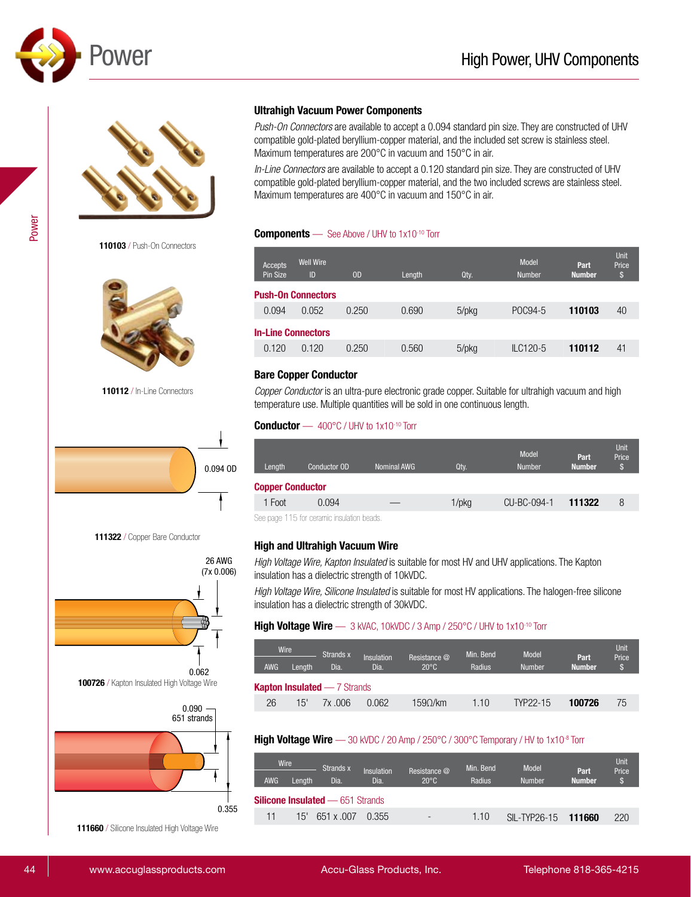# Power

## High Power, UHV Components

**110103** / Push-On Connectors

**110112** / In-Line Connectors

0.094 OD

**111322** / Copper Bare Conductor

26 AWG (7x 0.006)

0.062

**100726** / Kapton Insulated High Voltage Wire

0.090 651 strands

0.355

**111660** / Silicone Insulated High Voltage Wire

### Ultrahigh Vacuum Power Components

*Push-On Connectors* are available to accept a 0.094 standard pin size. They are constructed of UHV compatible gold-plated beryllium-copper material, and the included set screw is stainless steel. Maximum temperatures are 200°C in vacuum and 150°C in air.

*In-Line Connectors* are available to accept a 0.120 standard pin size. They are constructed of UHV compatible gold-plated beryllium-copper material, and the two included screws are stainless steel. Maximum temperatures are 400°C in vacuum and 150°C in air.

**Components** — See Above / UHV to 1x10$^{-10}$ Torr

| Accepts Pin Size | Well Wire ID | OD | Length | Qty. | Model Number | Part Number | Unit Price $ |
|---|---|---|---|---|---|---|---|
| **Push-On Connectors** | | | | | | | |
| 0.094 | 0.052 | 0.250 | 0.690 | 5/pkg | POC94-5 | **110103** | 40 |
| **In-Line Connectors** | | | | | | | |
| 0.120 | 0.120 | 0.250 | 0.560 | 5/pkg | ILC120-5 | **110112** | 41 |

### Bare Copper Conductor

*Copper Conductor* is an ultra-pure electronic grade copper. Suitable for ultrahigh vacuum and high temperature use. Multiple quantities will be sold in one continuous length.

**Conductor** — 400°C / UHV to 1x10$^{-10}$ Torr

| Length | Conductor OD | Nominal AWG | Qty. | Model Number | Part Number | Unit Price $ |
|---|---|---|---|---|---|---|
| **Copper Conductor** | | | | | | |
| 1 Foot | 0.094 | — | 1/pkg | CU-BC-094-1 | **111322** | 8 |

See page 115 for ceramic insulation beads.

### High and Ultrahigh Vacuum Wire

*High Voltage Wire, Kapton Insulated* is suitable for most HV and UHV applications. The Kapton insulation has a dielectric strength of 10kVDC.

*High Voltage Wire, Silicone Insulated* is suitable for most HV applications. The halogen-free silicone insulation has a dielectric strength of 30kVDC.

**High Voltage Wire** — 3 kVAC, 10kVDC / 3 Amp / 250°C / UHV to 1x10$^{-10}$ Torr

| Wire AWG | Wire Length | Strands x Dia. | Insulation Dia. | Resistance @ 20°C | Min. Bend Radius | Model Number | Part Number | Unit Price $ |
|---|---|---|---|---|---|---|---|---|
| **Kapton Insulated** — 7 Strands | | | | | | | | |
| 26 | 15' | 7x .006 | 0.062 | 159Ω/km | 1.10 | TYP22-15 | **100726** | 75 |

**High Voltage Wire** — 30 kVDC / 20 Amp / 250°C / 300°C Temporary / HV to 1x10$^{-8}$ Torr

| Wire AWG | Wire Length | Strands x Dia. | Insulation Dia. | Resistance @ 20°C | Min. Bend Radius | Model Number | Part Number | Unit Price $ |
|---|---|---|---|---|---|---|---|---|
| **Silicone Insulated** — 651 Strands | | | | | | | | |
| 11 | 15' | 651 x .007 | 0.355 | - | 1.10 | SIL-TYP26-15 | **111660** | 220 |

www.accuglassproducts.com | Accu-Glass Products, Inc. | Telephone 818-365-4215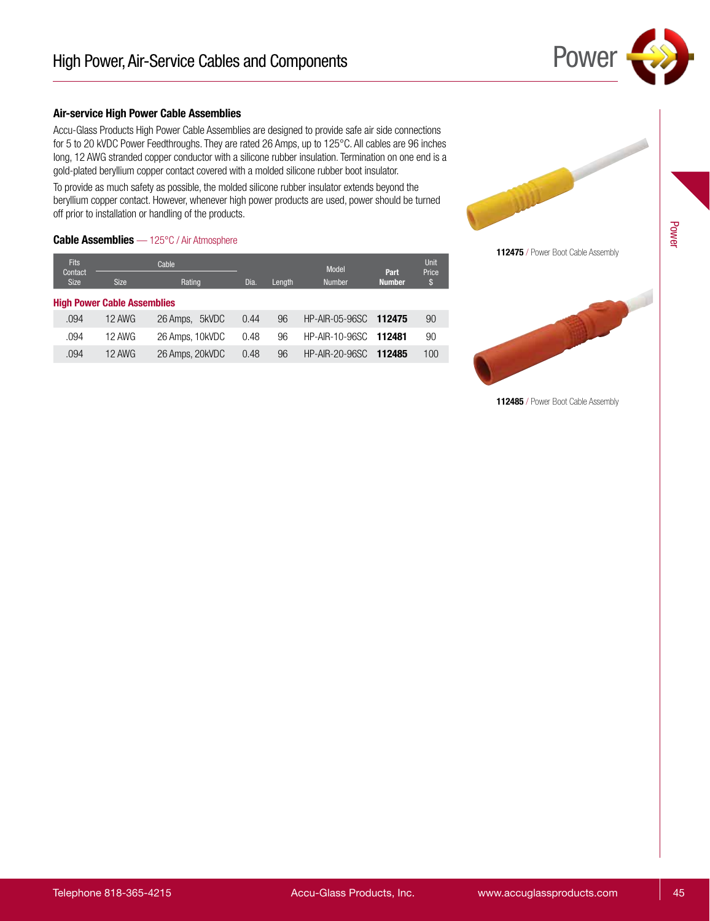# High Power, Air-Service Cables and Components

## Air-service High Power Cable Assemblies

Accu-Glass Products High Power Cable Assemblies are designed to provide safe air side connections for 5 to 20 kVDC Power Feedthroughs. They are rated 26 Amps, up to 125°C. All cables are 96 inches long, 12 AWG stranded copper conductor with a silicone rubber insulation. Termination on one end is a gold-plated beryllium copper contact covered with a molded silicone rubber boot insulator.

To provide as much safety as possible, the molded silicone rubber insulator extends beyond the beryllium copper contact. However, whenever high power products are used, power should be turned off prior to installation or handling of the products.

### Cable Assemblies — 125°C / Air Atmosphere

| Fits Contact Size | Cable | | | | Model Number | Part Number | Unit Price $ |
|---|---|---|---|---|---|---|---|
| | Size | Rating | Dia. | Length | | | |
| **High Power Cable Assemblies** | | | | | | | |
| .094 | 12 AWG | 26 Amps, 5kVDC | 0.44 | 96 | HP-AIR-05-96SC | **112475** | 90 |
| .094 | 12 AWG | 26 Amps, 10kVDC | 0.48 | 96 | HP-AIR-10-96SC | **112481** | 90 |
| .094 | 12 AWG | 26 Amps, 20kVDC | 0.48 | 96 | HP-AIR-20-96SC | **112485** | 100 |

**112475** / Power Boot Cable Assembly

**112485** / Power Boot Cable Assembly